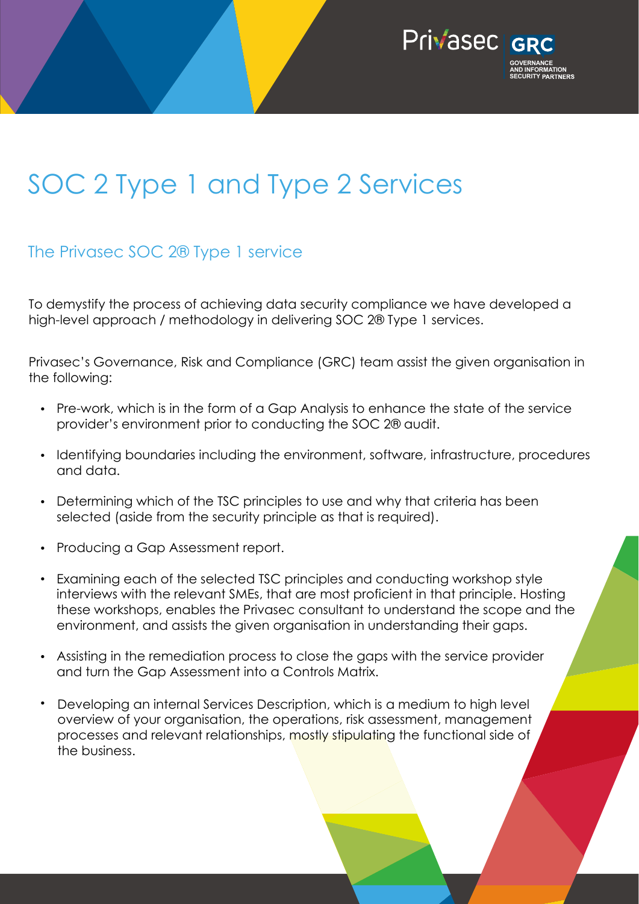# SOC 2 Type 1 and Type 2 Services

## The Privasec SOC 2® Type 1 service

To demystify the process of achieving data security compliance we have developed a high-level approach / methodology in delivering SOC 2® Type 1 services.

Privasec's Governance, Risk and Compliance (GRC) team assist the given organisation in the following:

- Pre-work, which is in the form of a Gap Analysis to enhance the state of the service provider's environment prior to conducting the SOC 2® audit.
- Identifying boundaries including the environment, software, infrastructure, procedures and data.
- Determining which of the TSC principles to use and why that criteria has been selected (aside from the security principle as that is required).
- Producing a Gap Assessment report.
- Examining each of the selected TSC principles and conducting workshop style interviews with the relevant SMEs, that are most proficient in that principle. Hosting these workshops, enables the Privasec consultant to understand the scope and the environment, and assists the given organisation in understanding their gaps.
- Assisting in the remediation process to close the gaps with the service provider and turn the Gap Assessment into a Controls Matrix.
- Developing an internal Services Description, which is a medium to high level overview of your organisation, the operations, risk assessment, management processes and relevant relationships, mostly stipulating the functional side of the business.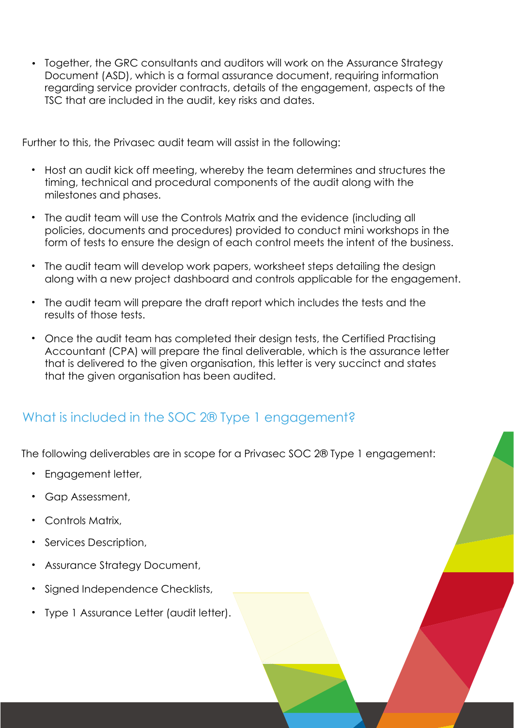- Together, the GRC consultants and auditors will work on the Assurance Strategy Document (ASD), which is a formal assurance document, requiring information regarding service provider contracts, details of the engagement, aspects of the TSC that are included in the audit, key risks and dates.

Further to this, the Privasec audit team will assist in the following:

- Host an audit kick off meeting, whereby the team determines and structures the timing, technical and procedural components of the audit along with the milestones and phases.
- The audit team will use the Controls Matrix and the evidence (including all policies, documents and procedures) provided to conduct mini workshops in the form of tests to ensure the design of each control meets the intent of the business.
- The audit team will develop work papers, worksheet steps detailing the design along with a new project dashboard and controls applicable for the engagement.
- The audit team will prepare the draft report which includes the tests and the results of those tests.
- Once the audit team has completed their design tests, the Certified Practising Accountant (CPA) will prepare the final deliverable, which is the assurance letter that is delivered to the given organisation, this letter is very succinct and states that the given organisation has been audited.

## What is included in the SOC 2® Type 1 engagement?

The following deliverables are in scope for a Privasec SOC 2® Type 1 engagement:

- Engagement letter,
- Gap Assessment,
- Controls Matrix,
- Services Description,
- Assurance Strategy Document,
- Signed Independence Checklists,
- Type 1 Assurance Letter (audit letter).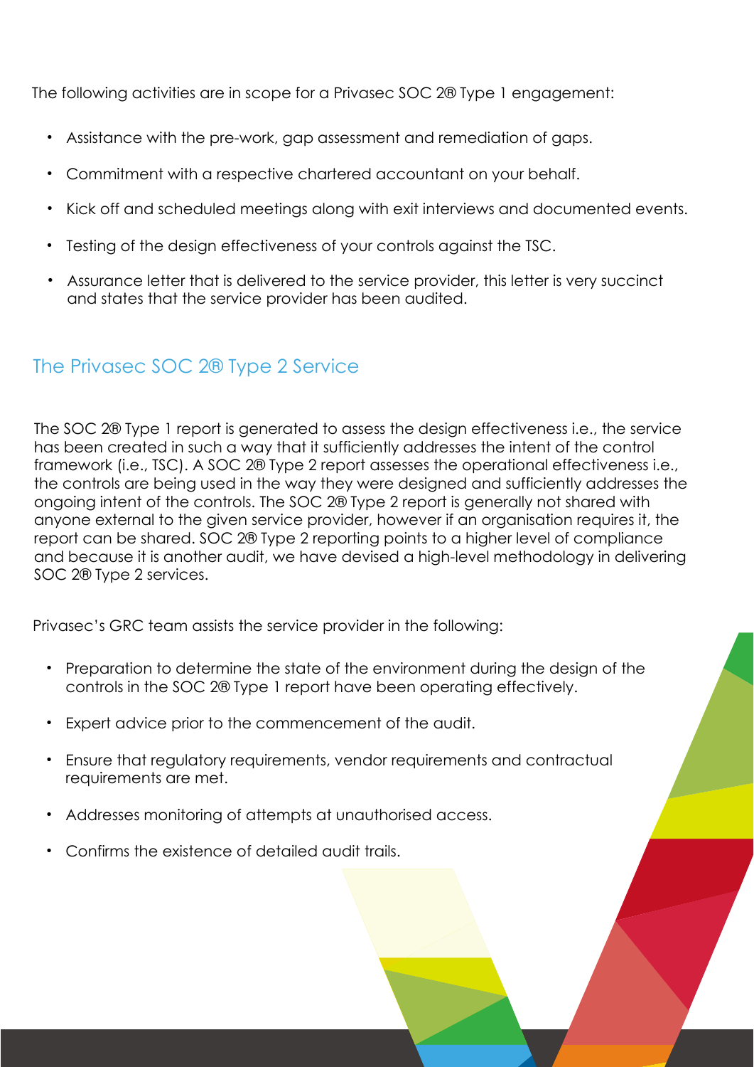The following activities are in scope for a Privasec SOC 2® Type 1 engagement:

- Assistance with the pre-work, gap assessment and remediation of gaps.
- Commitment with a respective chartered accountant on your behalf.
- Kick off and scheduled meetings along with exit interviews and documented events.
- Testing of the design effectiveness of your controls against the TSC.
- Assurance letter that is delivered to the service provider, this letter is very succinct and states that the service provider has been audited.

## The Privasec SOC 2® Type 2 Service

The SOC 2® Type 1 report is generated to assess the design effectiveness i.e., the service has been created in such a way that it sufficiently addresses the intent of the control framework (i.e., TSC). A SOC 2® Type 2 report assesses the operational effectiveness i.e., the controls are being used in the way they were designed and sufficiently addresses the ongoing intent of the controls. The SOC 2® Type 2 report is generally not shared with anyone external to the given service provider, however if an organisation requires it, the report can be shared. SOC 2® Type 2 reporting points to a higher level of compliance and because it is another audit, we have devised a high-level methodology in delivering SOC 2® Type 2 services.

Privasec's GRC team assists the service provider in the following:

- Preparation to determine the state of the environment during the design of the controls in the SOC 2® Type 1 report have been operating effectively.
- Expert advice prior to the commencement of the audit.
- Ensure that regulatory requirements, vendor requirements and contractual requirements are met.
- Addresses monitoring of attempts at unauthorised access.
- Confirms the existence of detailed audit trails.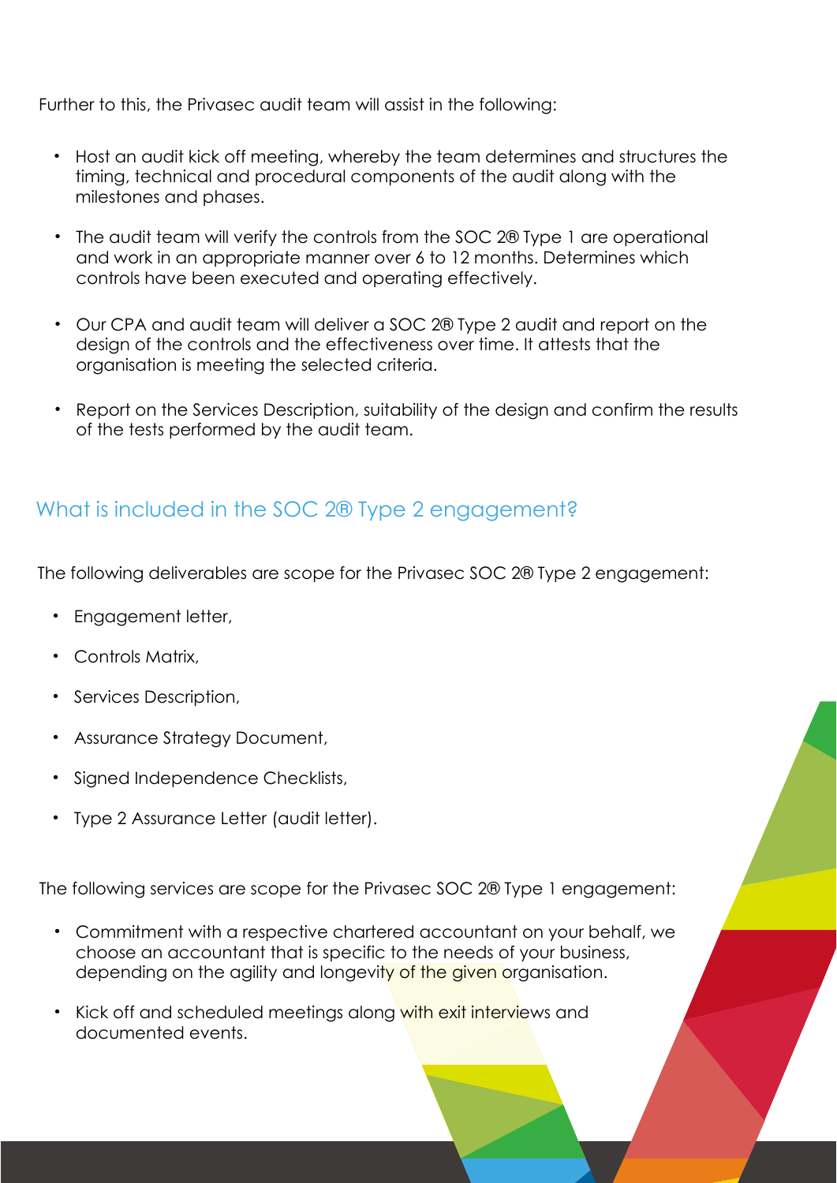Further to this, the Privasec audit team will assist in the following:

- Host an audit kick off meeting, whereby the team determines and structures the timing, technical and procedural components of the audit along with the milestones and phases.
- The audit team will verify the controls from the SOC 2® Type 1 are operational and work in an appropriate manner over 6 to 12 months. Determines which controls have been executed and operating effectively.
- Our CPA and audit team will deliver a SOC 2® Type 2 audit and report on the design of the controls and the effectiveness over time. It attests that the organisation is meeting the selected criteria.
- Report on the Services Description, suitability of the design and confirm the results of the tests performed by the audit team.

## What is included in the SOC 2® Type 2 engagement?

The following deliverables are scope for the Privasec SOC 2® Type 2 engagement:

- Engagement letter,
- Controls Matrix,
- Services Description,
- Assurance Strategy Document,
- Signed Independence Checklists,
- Type 2 Assurance Letter (audit letter).

The following services are scope for the Privasec SOC 2® Type 1 engagement:

- Commitment with a respective chartered accountant on your behalf, we choose an accountant that is specific to the needs of your business, depending on the agility and longevity of the given organisation.
- Kick off and scheduled meetings along with exit interviews and documented events.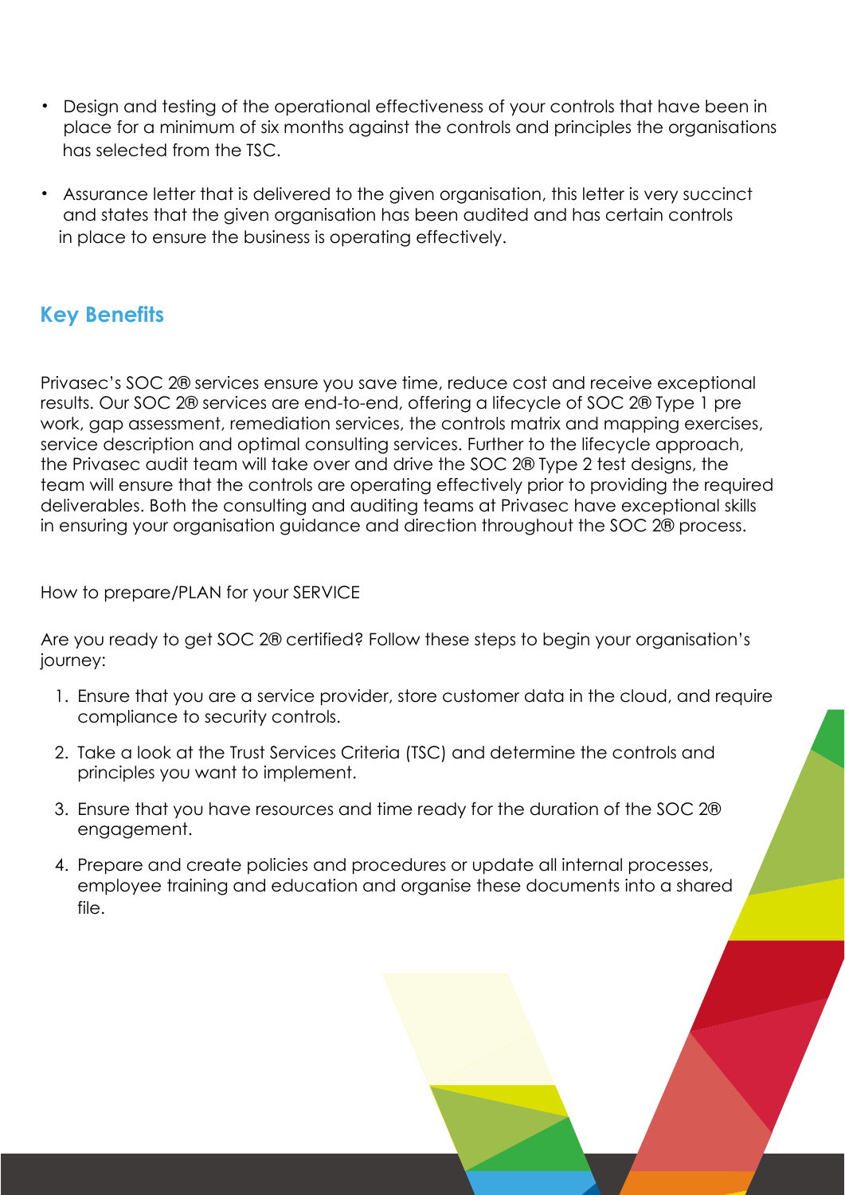- Design and testing of the operational effectiveness of your controls that have been in place for a minimum of six months against the controls and principles the organisations has selected from the TSC.
- Assurance letter that is delivered to the given organisation, this letter is very succinct and states that the given organisation has been audited and has certain controls in place to ensure the business is operating effectively.

## Key Benefits

Privasec's SOC 2® services ensure you save time, reduce cost and receive exceptional results. Our SOC 2® services are end-to-end, offering a lifecycle of SOC 2® Type 1 pre work, gap assessment, remediation services, the controls matrix and mapping exercises, service description and optimal consulting services. Further to the lifecycle approach, the Privasec audit team will take over and drive the SOC 2® Type 2 test designs, the team will ensure that the controls are operating effectively prior to providing the required deliverables. Both the consulting and auditing teams at Privasec have exceptional skills in ensuring your organisation guidance and direction throughout the SOC 2® process.

How to prepare/PLAN for your SERVICE

Are you ready to get SOC 2® certified? Follow these steps to begin your organisation's journey:

1. Ensure that you are a service provider, store customer data in the cloud, and require compliance to security controls.
2. Take a look at the Trust Services Criteria (TSC) and determine the controls and principles you want to implement.
3. Ensure that you have resources and time ready for the duration of the SOC 2® engagement.
4. Prepare and create policies and procedures or update all internal processes, employee training and education and organise these documents into a shared file.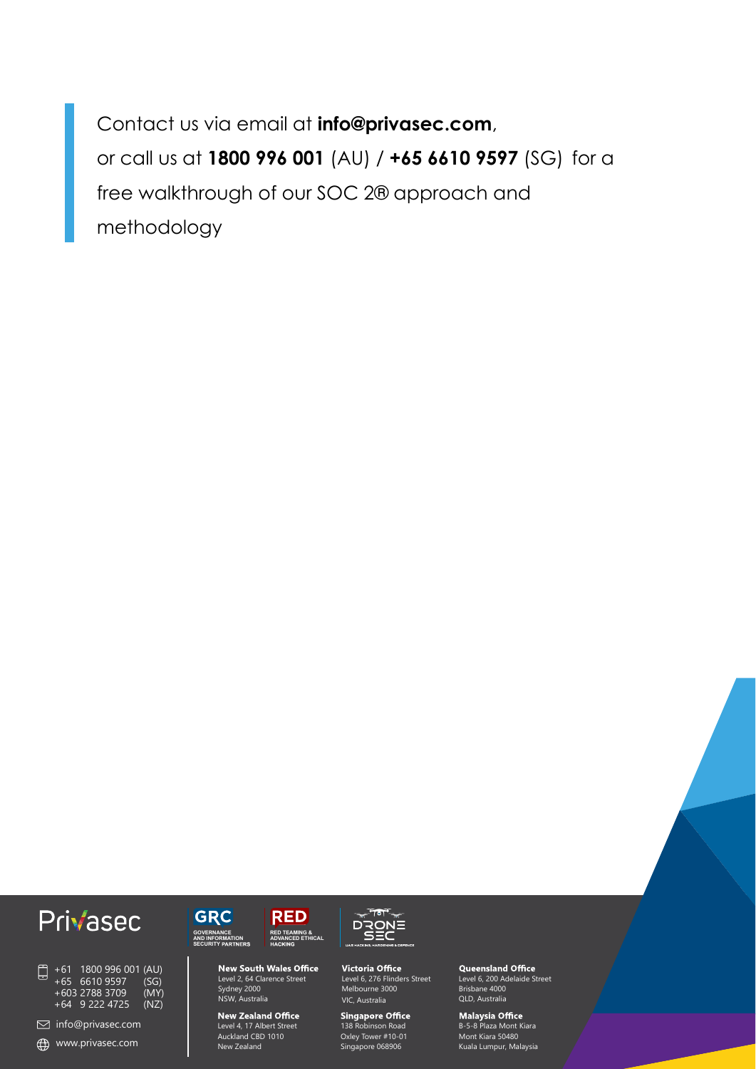Contact us via email at **info@privasec.com**, or call us at **1800 996 001** (AU) / **+65 6610 9597** (SG) for a free walkthrough of our SOC 2® approach and methodology

Privasec

GRC
GOVERNANCE AND INFORMATION SECURITY PARTNERS

RED
RED TEAMING & ADVANCED ETHICAL HACKING

DRONE SEC
UAS HACKING, HARDENING & DEFENCE

+61 1800 996 001 (AU)
+65 6610 9597 (SG)
+603 2788 3709 (MY)
+64 9 222 4725 (NZ)

info@privasec.com

www.privasec.com

**New South Wales Office**
Level 2, 64 Clarence Street
Sydney 2000
NSW, Australia

**New Zealand Office**
Level 4, 17 Albert Street
Auckland CBD 1010
New Zealand

**Victoria Office**
Level 6, 276 Flinders Street
Melbourne 3000
VIC, Australia

**Singapore Office**
138 Robinson Road
Oxley Tower #10-01
Singapore 068906

**Queensland Office**
Level 6, 200 Adelaide Street
Brisbane 4000
QLD, Australia

**Malaysia Office**
B-5-8 Plaza Mont Kiara
Mont Kiara 50480
Kuala Lumpur, Malaysia